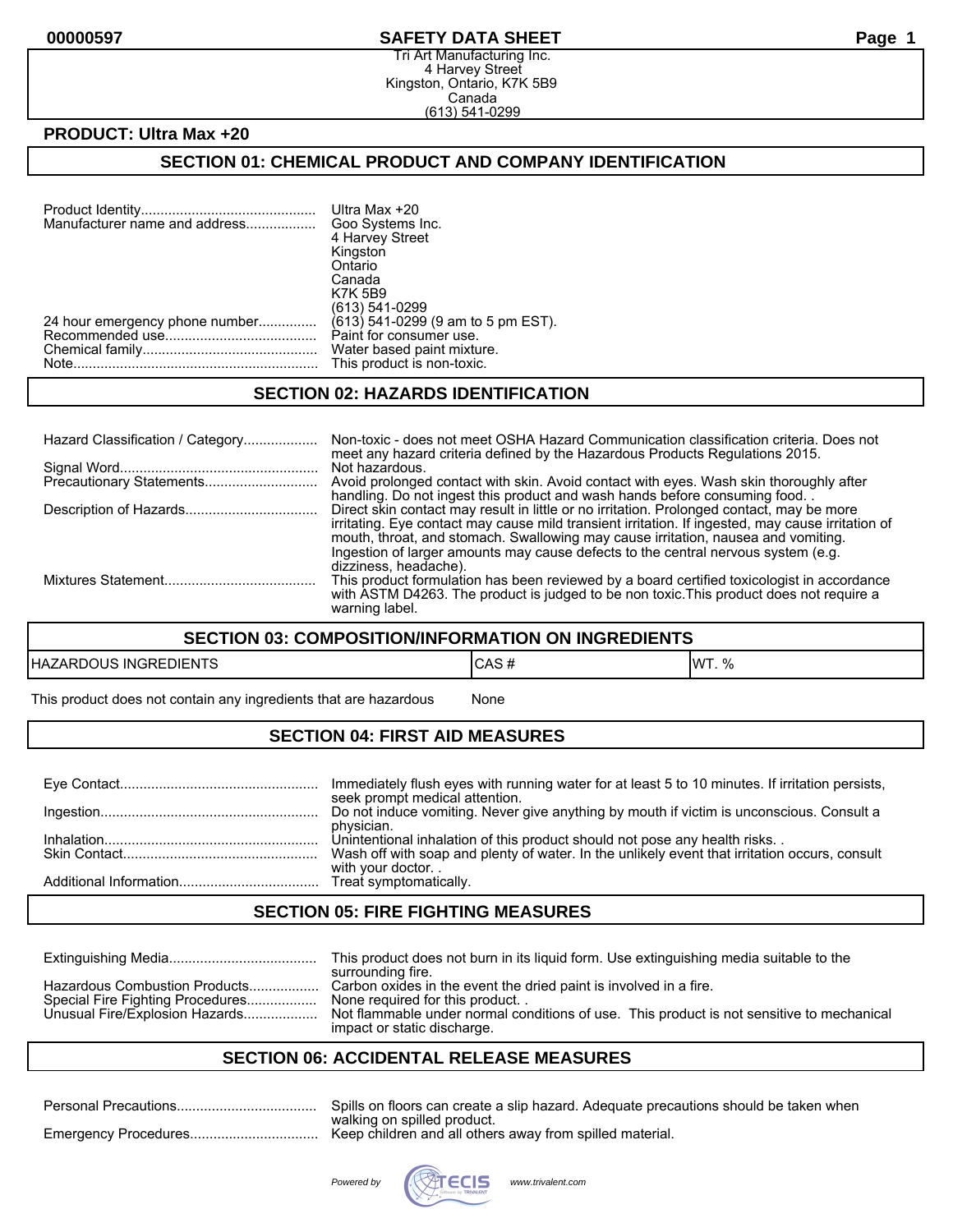**SAFETY DATA SHEET**

Tri Art Manufacturing Inc.
4 Harvey Street
Kingston, Ontario, K7K 5B9
Canada
(613) 541-0299

**PRODUCT: Ultra Max +20**

## SECTION 01: CHEMICAL PRODUCT AND COMPANY IDENTIFICATION

| | |
|---|---|
| Product Identity | Ultra Max +20 |
| Manufacturer name and address | Goo Systems Inc.<br>4 Harvey Street<br>Kingston<br>Ontario<br>Canada<br>K7K 5B9<br>(613) 541-0299 |
| 24 hour emergency phone number | (613) 541-0299 (9 am to 5 pm EST). |
| Recommended use | Paint for consumer use. |
| Chemical family | Water based paint mixture. |
| Note | This product is non-toxic. |

## SECTION 02: HAZARDS IDENTIFICATION

| | |
|---|---|
| Hazard Classification / Category | Non-toxic - does not meet OSHA Hazard Communication classification criteria. Does not meet any hazard criteria defined by the Hazardous Products Regulations 2015. |
| Signal Word | Not hazardous. |
| Precautionary Statements | Avoid prolonged contact with skin. Avoid contact with eyes. Wash skin thoroughly after handling. Do not ingest this product and wash hands before consuming food. . |
| Description of Hazards | Direct skin contact may result in little or no irritation. Prolonged contact, may be more irritating. Eye contact may cause mild transient irritation. If ingested, may cause irritation of mouth, throat, and stomach. Swallowing may cause irritation, nausea and vomiting. Ingestion of larger amounts may cause defects to the central nervous system (e.g. dizziness, headache). |
| Mixtures Statement | This product formulation has been reviewed by a board certified toxicologist in accordance with ASTM D4263. The product is judged to be non toxic.This product does not require a warning label. |

## SECTION 03: COMPOSITION/INFORMATION ON INGREDIENTS

| HAZARDOUS INGREDIENTS | CAS # | WT. % |
|---|---|---|
| This product does not contain any ingredients that are hazardous | None | |

## SECTION 04: FIRST AID MEASURES

| | |
|---|---|
| Eye Contact | Immediately flush eyes with running water for at least 5 to 10 minutes. If irritation persists, seek prompt medical attention. |
| Ingestion | Do not induce vomiting. Never give anything by mouth if victim is unconscious. Consult a physician. |
| Inhalation | Unintentional inhalation of this product should not pose any health risks. . |
| Skin Contact | Wash off with soap and plenty of water. In the unlikely event that irritation occurs, consult with your doctor. . |
| Additional Information | Treat symptomatically. |

## SECTION 05: FIRE FIGHTING MEASURES

| | |
|---|---|
| Extinguishing Media | This product does not burn in its liquid form. Use extinguishing media suitable to the surrounding fire. |
| Hazardous Combustion Products | Carbon oxides in the event the dried paint is involved in a fire. |
| Special Fire Fighting Procedures | None required for this product. . |
| Unusual Fire/Explosion Hazards | Not flammable under normal conditions of use. This product is not sensitive to mechanical impact or static discharge. |

## SECTION 06: ACCIDENTAL RELEASE MEASURES

| | |
|---|---|
| Personal Precautions | Spills on floors can create a slip hazard. Adequate precautions should be taken when walking on spilled product. |
| Emergency Procedures | Keep children and all others away from spilled material. |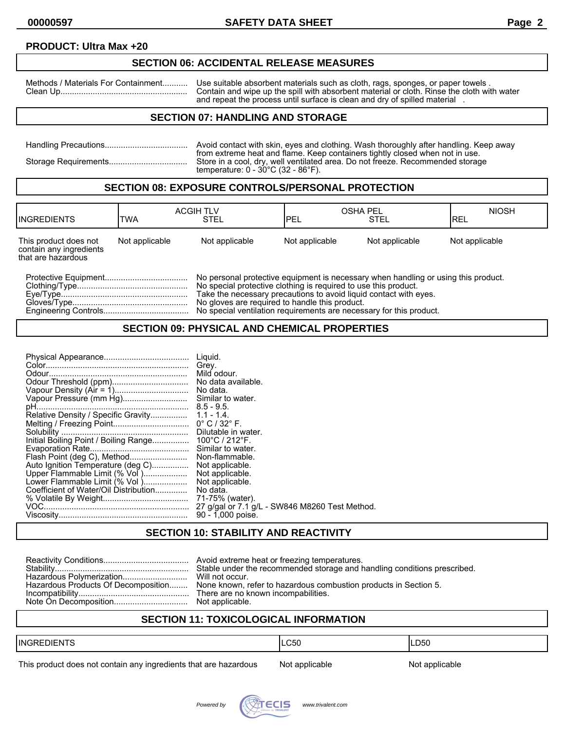**PRODUCT: Ultra Max +20**

## SECTION 06: ACCIDENTAL RELEASE MEASURES

Methods / Materials For Containment........... Use suitable absorbent materials such as cloth, rags, sponges, or paper towels .
Clean Up....................................................... Contain and wipe up the spill with absorbent material or cloth. Rinse the cloth with water and repeat the process until surface is clean and dry of spilled material .

## SECTION 07: HANDLING AND STORAGE

Handling Precautions.................................... Avoid contact with skin, eyes and clothing. Wash thoroughly after handling. Keep away from extreme heat and flame. Keep containers tightly closed when not in use.
Storage Requirements.................................. Store in a cool, dry, well ventilated area. Do not freeze. Recommended storage temperature: 0 - 30°C (32 - 86°F).

## SECTION 08: EXPOSURE CONTROLS/PERSONAL PROTECTION

| INGREDIENTS | ACGIH TLV | | OSHA PEL | | NIOSH |
|---|---|---|---|---|---|
| | TWA | STEL | PEL | STEL | REL |
| This product does not contain any ingredients that are hazardous | Not applicable | Not applicable | Not applicable | Not applicable | Not applicable |

Protective Equipment.................................... No personal protective equipment is necessary when handling or using this product.
Clothing/Type................................................ No special protective clothing is required to use this product.
Eye/Type....................................................... Take the necessary precautions to avoid liquid contact with eyes.
Gloves/Type.................................................. No gloves are required to handle this product.
Engineering Controls..................................... No special ventilation requirements are necessary for this product.

## SECTION 09: PHYSICAL AND CHEMICAL PROPERTIES

Physical Appearance..................................... Liquid.
Color.............................................................. Grey.
Odour............................................................. Mild odour.
Odour Threshold (ppm)................................. No data available.
Vapour Density (Air = 1)................................ No data.
Vapour Pressure (mm Hg)............................ Similar to water.
pH.................................................................. 8.5 - 9.5.
Relative Density / Specific Gravity................ 1.1 - 1.4.
Melting / Freezing Point................................. 0° C / 32° F.
Solubility ....................................................... Dilutable in water.
Initial Boiling Point / Boiling Range................ 100°C / 212°F.
Evaporation Rate........................................... Similar to water.
Flash Point (deg C), Method.......................... Non-flammable.
Auto Ignition Temperature (deg C)................ Not applicable.
Upper Flammable Limit (% Vol )................... Not applicable.
Lower Flammable Limit (% Vol )................... Not applicable.
Coefficient of Water/Oil Distribution.............. No data.
% Volatile By Weight..................................... 71-75% (water).
VOC............................................................... 27 g/gal or 7.1 g/L - SW846 M8260 Test Method.
Viscosity......................................................... 90 - 1,000 poise.

## SECTION 10: STABILITY AND REACTIVITY

Reactivity Conditions..................................... Avoid extreme heat or freezing temperatures.
Stability.......................................................... Stable under the recommended storage and handling conditions prescribed.
Hazardous Polymerization............................ Will not occur.
Hazardous Products Of Decomposition......... None known, refer to hazardous combustion products in Section 5.
Incompatibility................................................ There are no known incompatibilities.
Note On Decomposition................................ Not applicable.

## SECTION 11: TOXICOLOGICAL INFORMATION

| INGREDIENTS | LC50 | LD50 |
|---|---|---|
| This product does not contain any ingredients that are hazardous | Not applicable | Not applicable |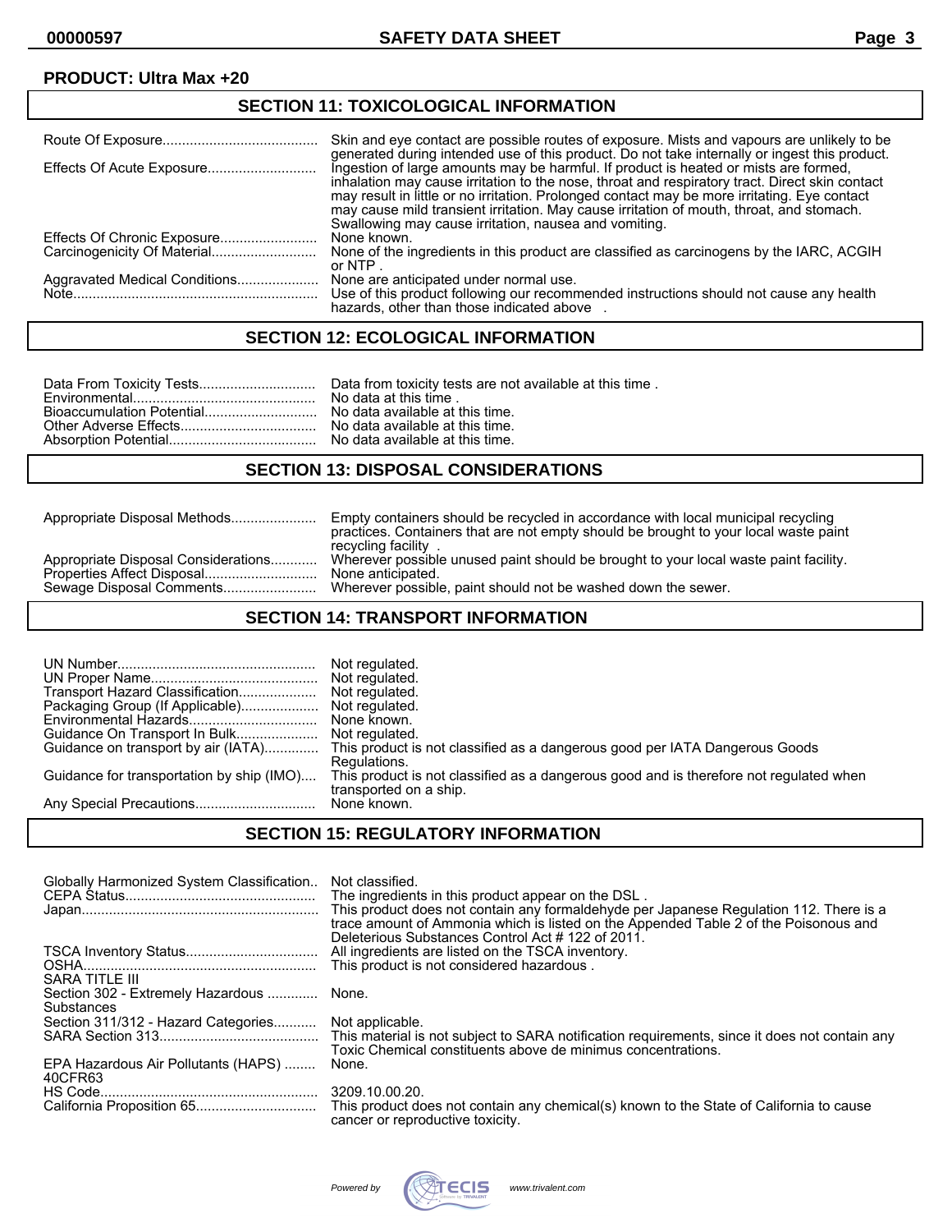**PRODUCT: Ultra Max +20**

## SECTION 11: TOXICOLOGICAL INFORMATION

| | |
|---|---|
| Route Of Exposure | Skin and eye contact are possible routes of exposure. Mists and vapours are unlikely to be generated during intended use of this product. Do not take internally or ingest this product. |
| Effects Of Acute Exposure | Ingestion of large amounts may be harmful. If product is heated or mists are formed, inhalation may cause irritation to the nose, throat and respiratory tract. Direct skin contact may result in little or no irritation. Prolonged contact may be more irritating. Eye contact may cause mild transient irritation. May cause irritation of mouth, throat, and stomach. Swallowing may cause irritation, nausea and vomiting. |
| Effects Of Chronic Exposure | None known. |
| Carcinogenicity Of Material | None of the ingredients in this product are classified as carcinogens by the IARC, ACGIH or NTP . |
| Aggravated Medical Conditions | None are anticipated under normal use. |
| Note | Use of this product following our recommended instructions should not cause any health hazards, other than those indicated above . |

## SECTION 12: ECOLOGICAL INFORMATION

| | |
|---|---|
| Data From Toxicity Tests | Data from toxicity tests are not available at this time . |
| Environmental | No data at this time . |
| Bioaccumulation Potential | No data available at this time. |
| Other Adverse Effects | No data available at this time. |
| Absorption Potential | No data available at this time. |

## SECTION 13: DISPOSAL CONSIDERATIONS

| | |
|---|---|
| Appropriate Disposal Methods | Empty containers should be recycled in accordance with local municipal recycling practices. Containers that are not empty should be brought to your local waste paint recycling facility . |
| Appropriate Disposal Considerations | Wherever possible unused paint should be brought to your local waste paint facility. |
| Properties Affect Disposal | None anticipated. |
| Sewage Disposal Comments | Wherever possible, paint should not be washed down the sewer. |

## SECTION 14: TRANSPORT INFORMATION

| | |
|---|---|
| UN Number | Not regulated. |
| UN Proper Name | Not regulated. |
| Transport Hazard Classification | Not regulated. |
| Packaging Group (If Applicable) | Not regulated. |
| Environmental Hazards | None known. |
| Guidance On Transport In Bulk | Not regulated. |
| Guidance on transport by air (IATA) | This product is not classified as a dangerous good per IATA Dangerous Goods Regulations. |
| Guidance for transportation by ship (IMO) | This product is not classified as a dangerous good and is therefore not regulated when transported on a ship. |
| Any Special Precautions | None known. |

## SECTION 15: REGULATORY INFORMATION

| | |
|---|---|
| Globally Harmonized System Classification | Not classified. |
| CEPA Status | The ingredients in this product appear on the DSL . |
| Japan | This product does not contain any formaldehyde per Japanese Regulation 112. There is a trace amount of Ammonia which is listed on the Appended Table 2 of the Poisonous and Deleterious Substances Control Act # 122 of 2011. |
| TSCA Inventory Status | All ingredients are listed on the TSCA inventory. |
| OSHA | This product is not considered hazardous . |
| SARA TITLE III | |
| Section 302 - Extremely Hazardous Substances | None. |
| Section 311/312 - Hazard Categories | Not applicable. |
| SARA Section 313 | This material is not subject to SARA notification requirements, since it does not contain any Toxic Chemical constituents above de minimus concentrations. |
| EPA Hazardous Air Pollutants (HAPS) 40CFR63 | None. |
| HS Code | 3209.10.00.20. |
| California Proposition 65 | This product does not contain any chemical(s) known to the State of California to cause cancer or reproductive toxicity. |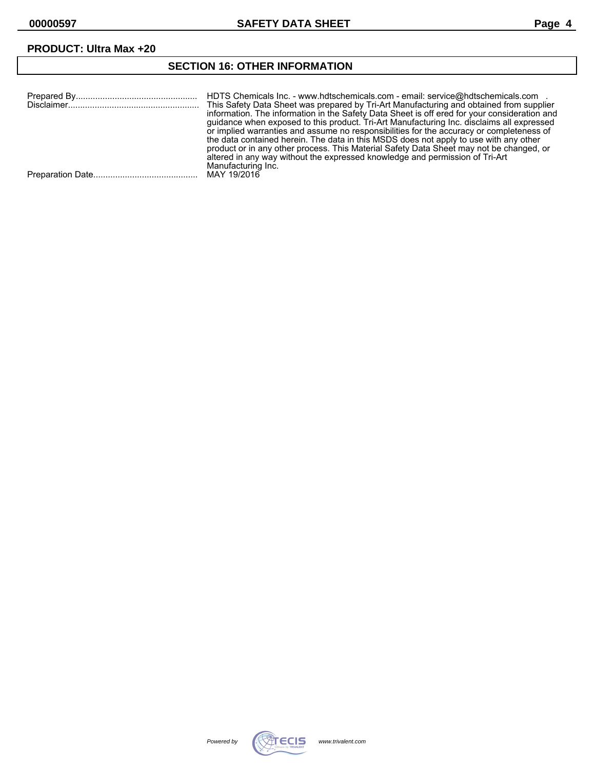**PRODUCT: Ultra Max +20**

## SECTION 16: OTHER INFORMATION

Prepared By.................................................. HDTS Chemicals Inc. - www.hdtschemicals.com - email: service@hdtschemicals.com .

Disclaimer...................................................... This Safety Data Sheet was prepared by Tri-Art Manufacturing and obtained from supplier information. The information in the Safety Data Sheet is off ered for your consideration and guidance when exposed to this product. Tri-Art Manufacturing Inc. disclaims all expressed or implied warranties and assume no responsibilities for the accuracy or completeness of the data contained herein. The data in this MSDS does not apply to use with any other product or in any other process. This Material Safety Data Sheet may not be changed, or altered in any way without the expressed knowledge and permission of Tri-Art Manufacturing Inc.

Preparation Date........................................... MAY 19/2016